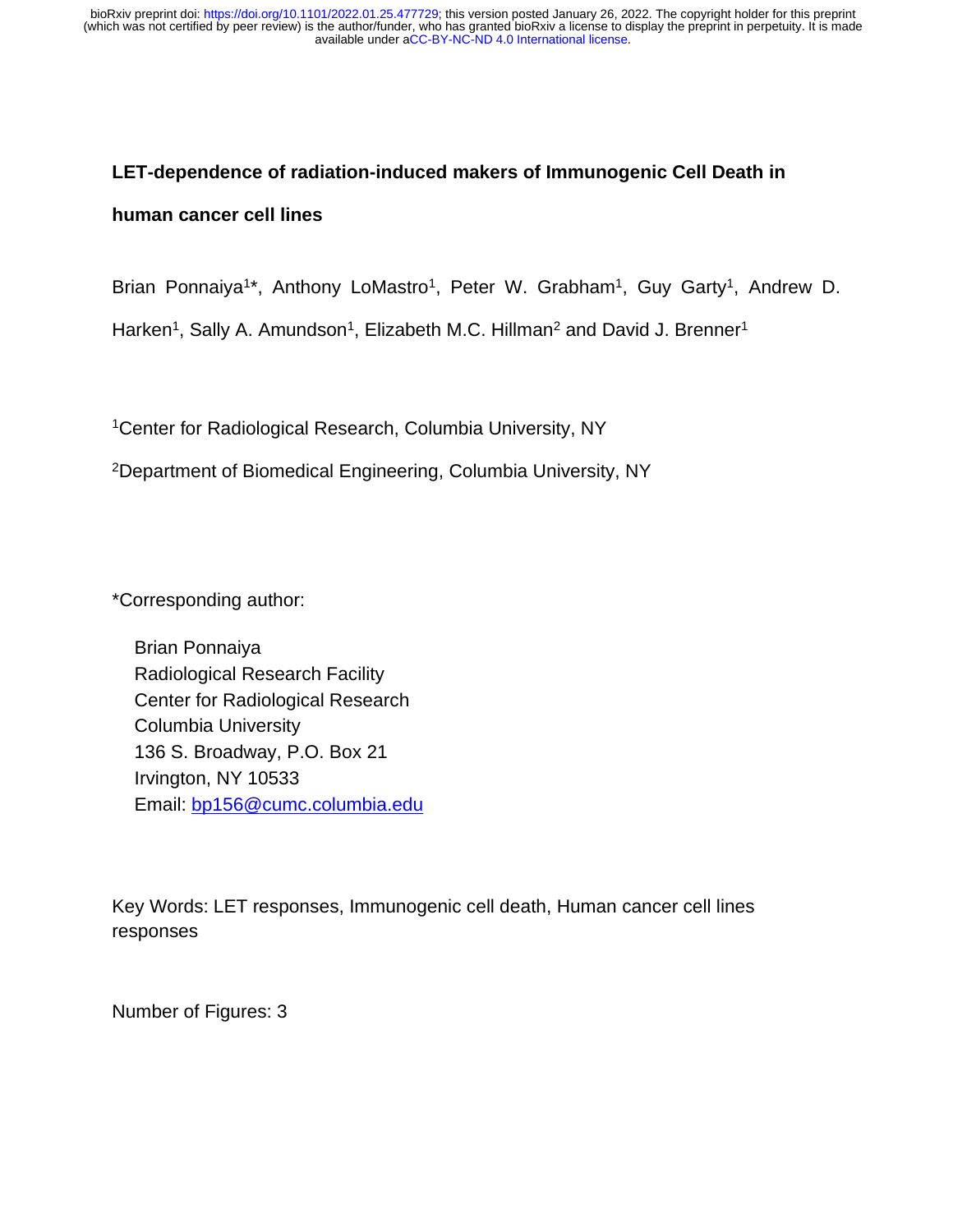# LET-dependence of radiation-induced makers of Immunogenic Cell Death in human cancer cell lines

Brian Ponnaiya[1]*, Anthony LoMastro[1], Peter W. Grabham[1], Guy Garty[1], Andrew D. Harken[1], Sally A. Amundson[1], Elizabeth M.C. Hillman[2] and David J. Brenner[1]

[1]Center for Radiological Research, Columbia University, NY

[2]Department of Biomedical Engineering, Columbia University, NY

*Corresponding author:

Brian Ponnaiya
Radiological Research Facility
Center for Radiological Research
Columbia University
136 S. Broadway, P.O. Box 21
Irvington, NY 10533
Email: bp156@cumc.columbia.edu

Key Words: LET responses, Immunogenic cell death, Human cancer cell lines responses

Number of Figures: 3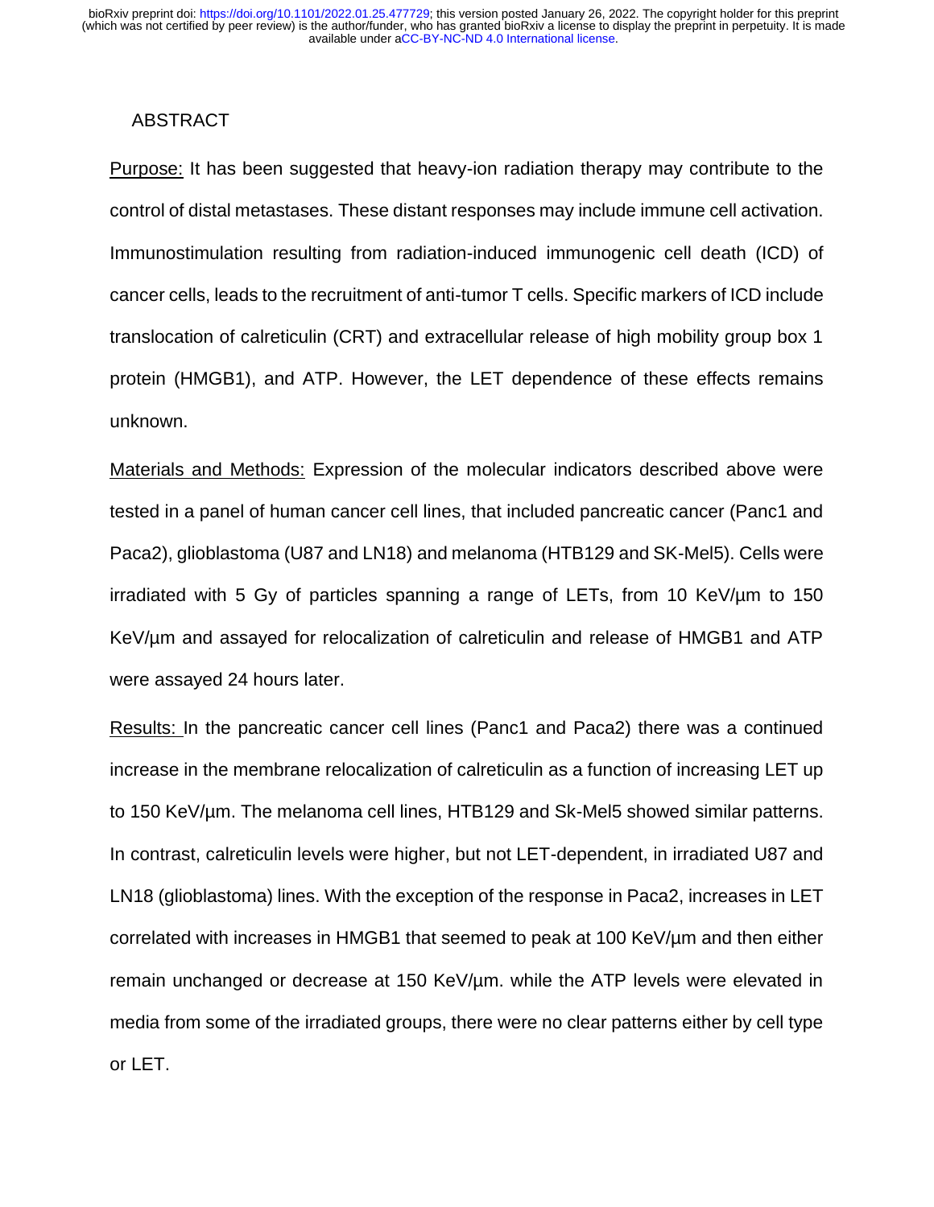## ABSTRACT

Purpose: It has been suggested that heavy-ion radiation therapy may contribute to the control of distal metastases. These distant responses may include immune cell activation. Immunostimulation resulting from radiation-induced immunogenic cell death (ICD) of cancer cells, leads to the recruitment of anti-tumor T cells. Specific markers of ICD include translocation of calreticulin (CRT) and extracellular release of high mobility group box 1 protein (HMGB1), and ATP. However, the LET dependence of these effects remains unknown.

Materials and Methods: Expression of the molecular indicators described above were tested in a panel of human cancer cell lines, that included pancreatic cancer (Panc1 and Paca2), glioblastoma (U87 and LN18) and melanoma (HTB129 and SK-Mel5). Cells were irradiated with 5 Gy of particles spanning a range of LETs, from 10 KeV/µm to 150 KeV/µm and assayed for relocalization of calreticulin and release of HMGB1 and ATP were assayed 24 hours later.

Results: In the pancreatic cancer cell lines (Panc1 and Paca2) there was a continued increase in the membrane relocalization of calreticulin as a function of increasing LET up to 150 KeV/µm. The melanoma cell lines, HTB129 and Sk-Mel5 showed similar patterns. In contrast, calreticulin levels were higher, but not LET-dependent, in irradiated U87 and LN18 (glioblastoma) lines. With the exception of the response in Paca2, increases in LET correlated with increases in HMGB1 that seemed to peak at 100 KeV/µm and then either remain unchanged or decrease at 150 KeV/µm. while the ATP levels were elevated in media from some of the irradiated groups, there were no clear patterns either by cell type or LET.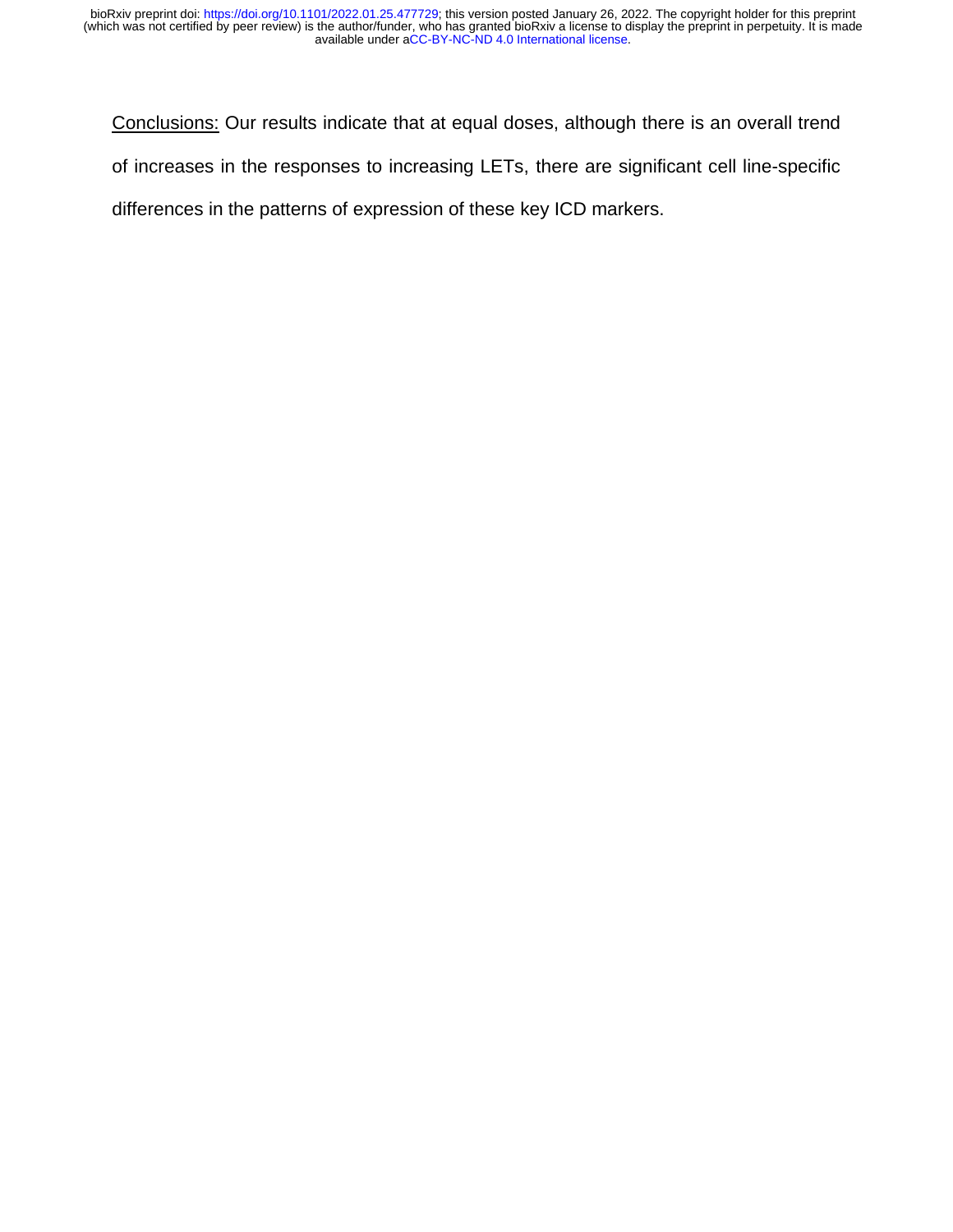Conclusions: Our results indicate that at equal doses, although there is an overall trend of increases in the responses to increasing LETs, there are significant cell line-specific differences in the patterns of expression of these key ICD markers.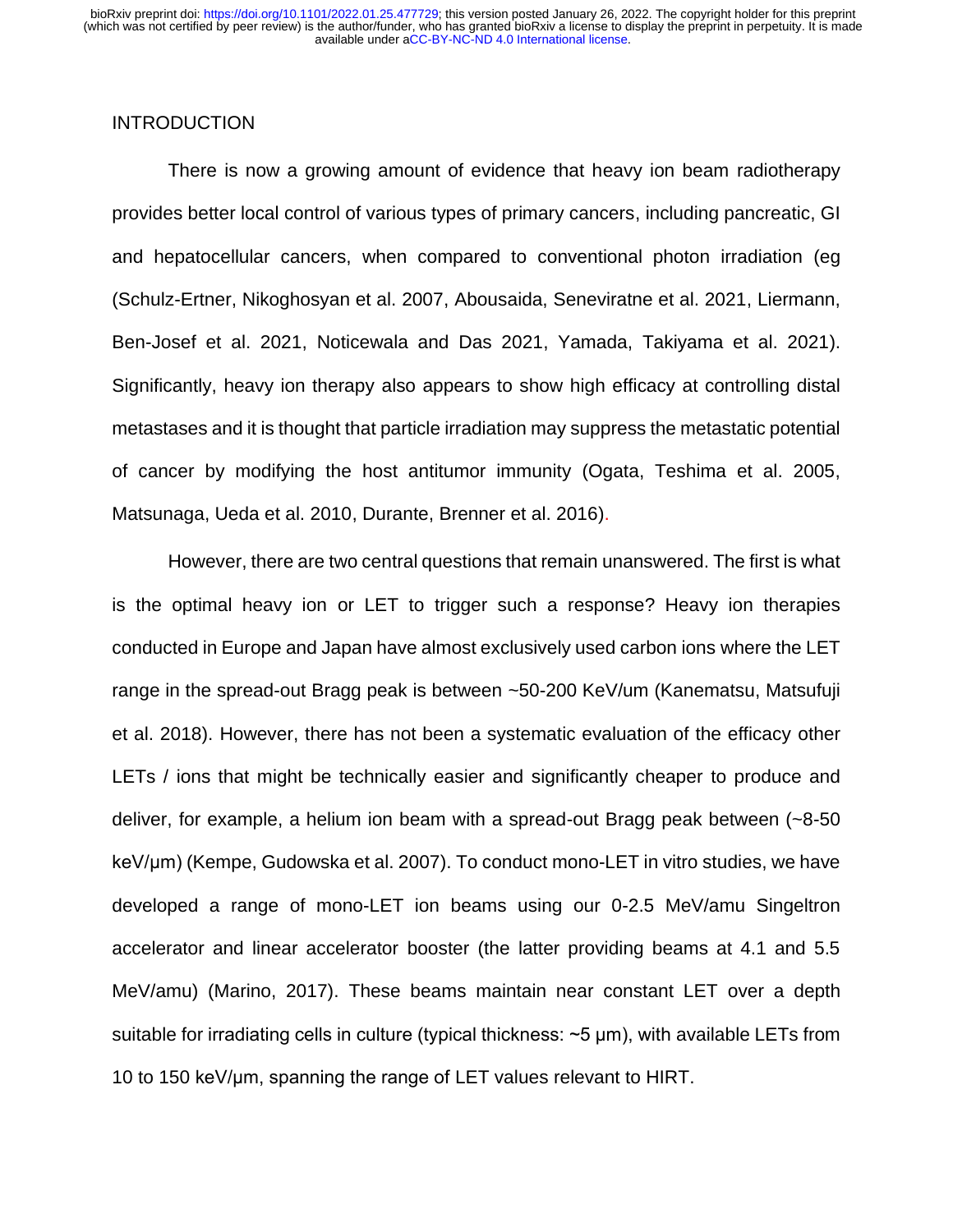## INTRODUCTION

There is now a growing amount of evidence that heavy ion beam radiotherapy provides better local control of various types of primary cancers, including pancreatic, GI and hepatocellular cancers, when compared to conventional photon irradiation (eg (Schulz-Ertner, Nikoghosyan et al. 2007, Abousaida, Seneviratne et al. 2021, Liermann, Ben-Josef et al. 2021, Noticewala and Das 2021, Yamada, Takiyama et al. 2021). Significantly, heavy ion therapy also appears to show high efficacy at controlling distal metastases and it is thought that particle irradiation may suppress the metastatic potential of cancer by modifying the host antitumor immunity (Ogata, Teshima et al. 2005, Matsunaga, Ueda et al. 2010, Durante, Brenner et al. 2016).

However, there are two central questions that remain unanswered. The first is what is the optimal heavy ion or LET to trigger such a response? Heavy ion therapies conducted in Europe and Japan have almost exclusively used carbon ions where the LET range in the spread-out Bragg peak is between ~50-200 KeV/um (Kanematsu, Matsufuji et al. 2018). However, there has not been a systematic evaluation of the efficacy other LETs / ions that might be technically easier and significantly cheaper to produce and deliver, for example, a helium ion beam with a spread-out Bragg peak between (~8-50 keV/µm) (Kempe, Gudowska et al. 2007). To conduct mono-LET in vitro studies, we have developed a range of mono-LET ion beams using our 0-2.5 MeV/amu Singeltron accelerator and linear accelerator booster (the latter providing beams at 4.1 and 5.5 MeV/amu) (Marino, 2017). These beams maintain near constant LET over a depth suitable for irradiating cells in culture (typical thickness: ~5 µm), with available LETs from 10 to 150 keV/µm, spanning the range of LET values relevant to HIRT.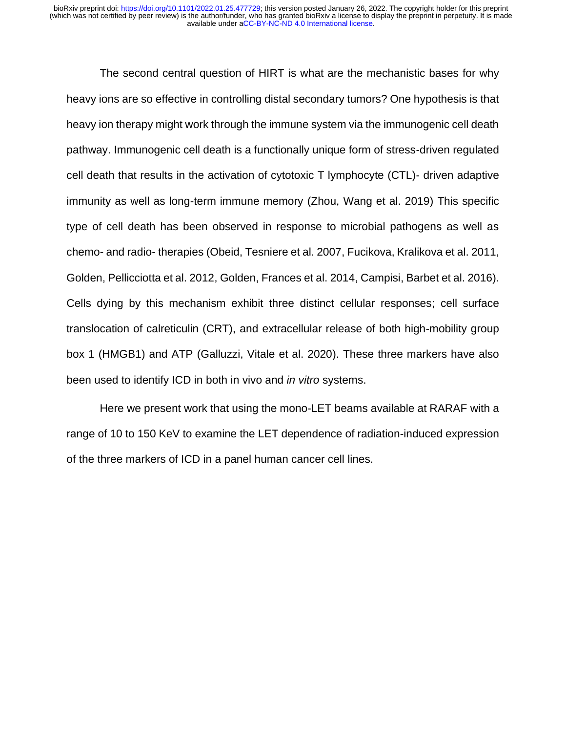The second central question of HIRT is what are the mechanistic bases for why heavy ions are so effective in controlling distal secondary tumors? One hypothesis is that heavy ion therapy might work through the immune system via the immunogenic cell death pathway. Immunogenic cell death is a functionally unique form of stress-driven regulated cell death that results in the activation of cytotoxic T lymphocyte (CTL)- driven adaptive immunity as well as long-term immune memory (Zhou, Wang et al. 2019) This specific type of cell death has been observed in response to microbial pathogens as well as chemo- and radio- therapies (Obeid, Tesniere et al. 2007, Fucikova, Kralikova et al. 2011, Golden, Pellicciotta et al. 2012, Golden, Frances et al. 2014, Campisi, Barbet et al. 2016). Cells dying by this mechanism exhibit three distinct cellular responses; cell surface translocation of calreticulin (CRT), and extracellular release of both high-mobility group box 1 (HMGB1) and ATP (Galluzzi, Vitale et al. 2020). These three markers have also been used to identify ICD in both in vivo and *in vitro* systems.

Here we present work that using the mono-LET beams available at RARAF with a range of 10 to 150 KeV to examine the LET dependence of radiation-induced expression of the three markers of ICD in a panel human cancer cell lines.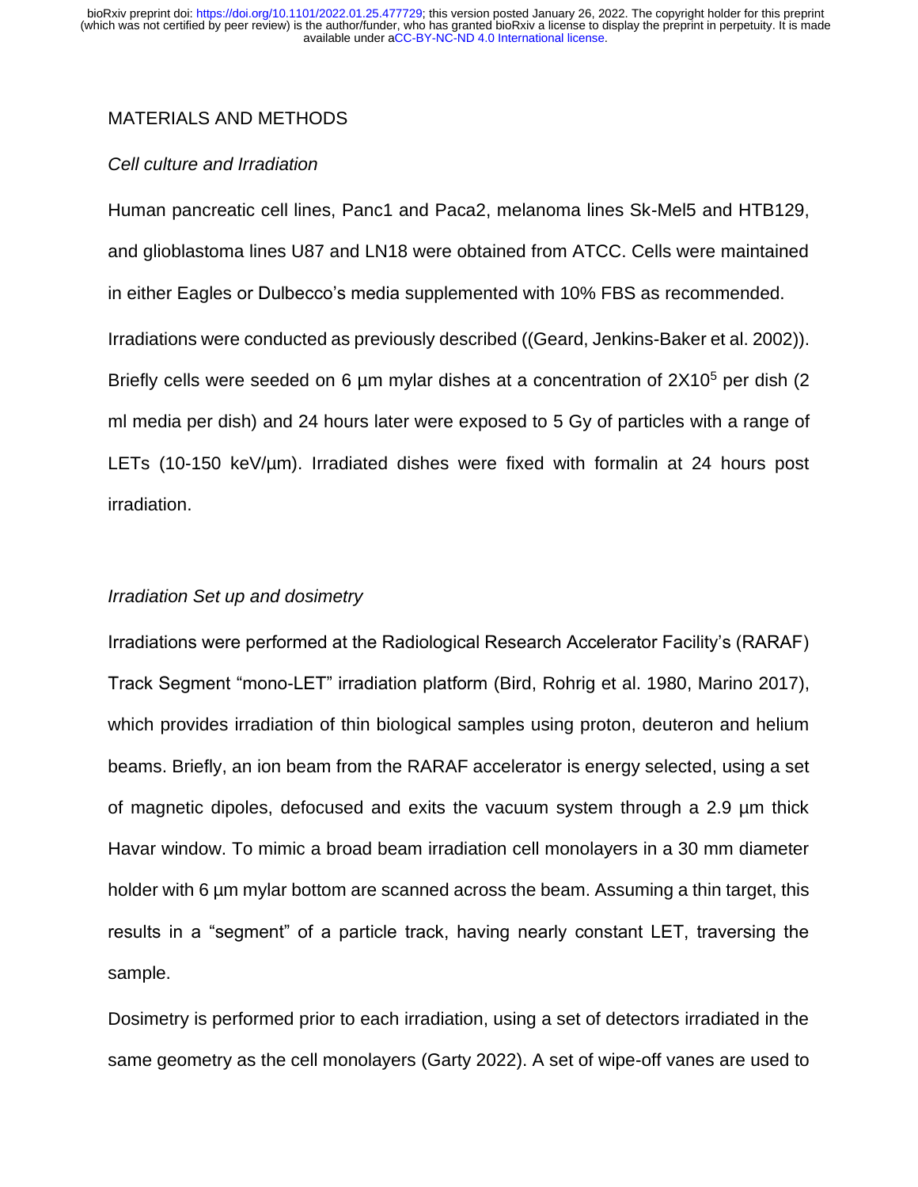## MATERIALS AND METHODS

### *Cell culture and Irradiation*

Human pancreatic cell lines, Panc1 and Paca2, melanoma lines Sk-Mel5 and HTB129, and glioblastoma lines U87 and LN18 were obtained from ATCC. Cells were maintained in either Eagles or Dulbecco's media supplemented with 10% FBS as recommended.

Irradiations were conducted as previously described ((Geard, Jenkins-Baker et al. 2002)). Briefly cells were seeded on 6 µm mylar dishes at a concentration of $2X10^5$ per dish (2 ml media per dish) and 24 hours later were exposed to 5 Gy of particles with a range of LETs (10-150 keV/µm). Irradiated dishes were fixed with formalin at 24 hours post irradiation.

### *Irradiation Set up and dosimetry*

Irradiations were performed at the Radiological Research Accelerator Facility's (RARAF) Track Segment "mono-LET" irradiation platform (Bird, Rohrig et al. 1980, Marino 2017), which provides irradiation of thin biological samples using proton, deuteron and helium beams. Briefly, an ion beam from the RARAF accelerator is energy selected, using a set of magnetic dipoles, defocused and exits the vacuum system through a 2.9 µm thick Havar window. To mimic a broad beam irradiation cell monolayers in a 30 mm diameter holder with 6 µm mylar bottom are scanned across the beam. Assuming a thin target, this results in a "segment" of a particle track, having nearly constant LET, traversing the sample.

Dosimetry is performed prior to each irradiation, using a set of detectors irradiated in the same geometry as the cell monolayers (Garty 2022). A set of wipe-off vanes are used to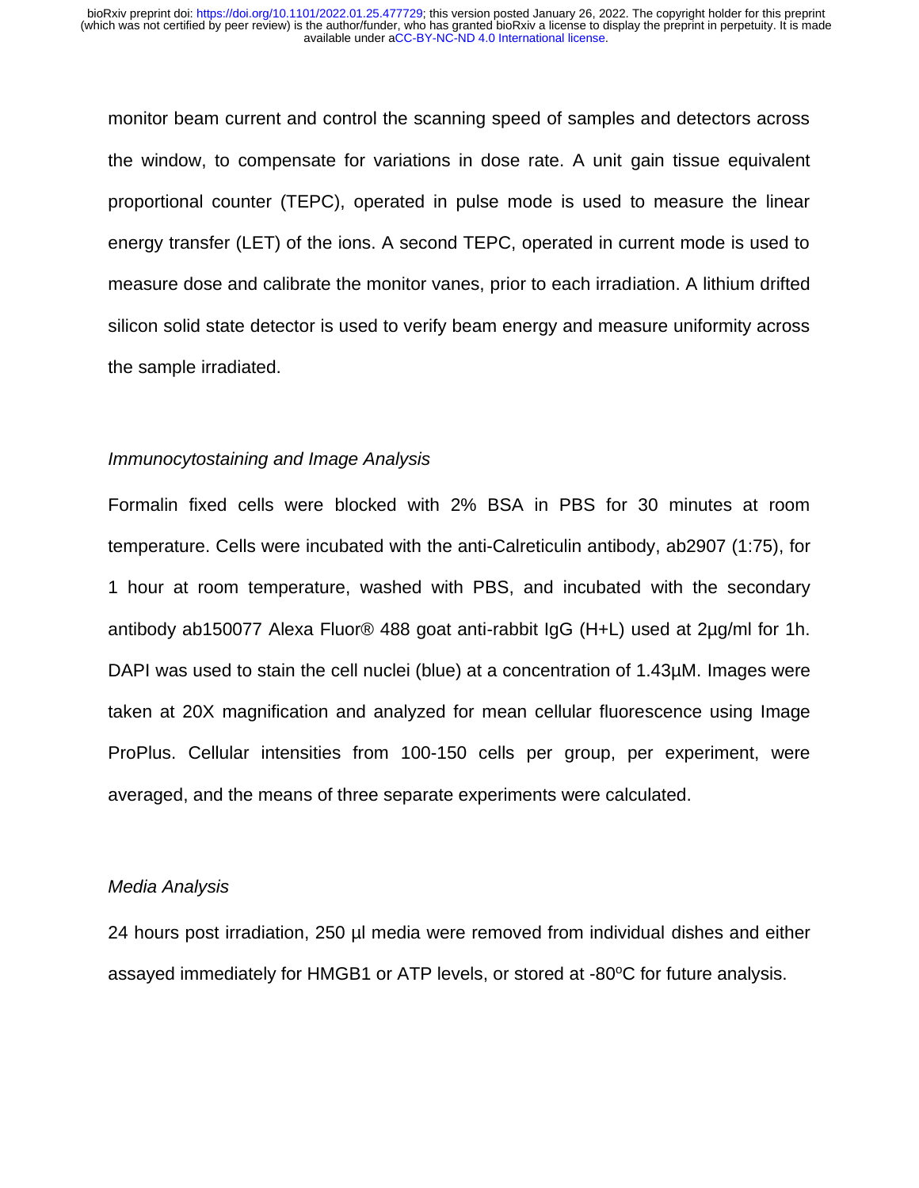monitor beam current and control the scanning speed of samples and detectors across the window, to compensate for variations in dose rate. A unit gain tissue equivalent proportional counter (TEPC), operated in pulse mode is used to measure the linear energy transfer (LET) of the ions. A second TEPC, operated in current mode is used to measure dose and calibrate the monitor vanes, prior to each irradiation. A lithium drifted silicon solid state detector is used to verify beam energy and measure uniformity across the sample irradiated.

*Immunocytostaining and Image Analysis*

Formalin fixed cells were blocked with 2% BSA in PBS for 30 minutes at room temperature. Cells were incubated with the anti-Calreticulin antibody, ab2907 (1:75), for 1 hour at room temperature, washed with PBS, and incubated with the secondary antibody ab150077 Alexa Fluor® 488 goat anti-rabbit IgG (H+L) used at 2µg/ml for 1h. DAPI was used to stain the cell nuclei (blue) at a concentration of 1.43µM. Images were taken at 20X magnification and analyzed for mean cellular fluorescence using Image ProPlus. Cellular intensities from 100-150 cells per group, per experiment, were averaged, and the means of three separate experiments were calculated.

*Media Analysis*

24 hours post irradiation, 250 µl media were removed from individual dishes and either assayed immediately for HMGB1 or ATP levels, or stored at -80$^{o}$C for future analysis.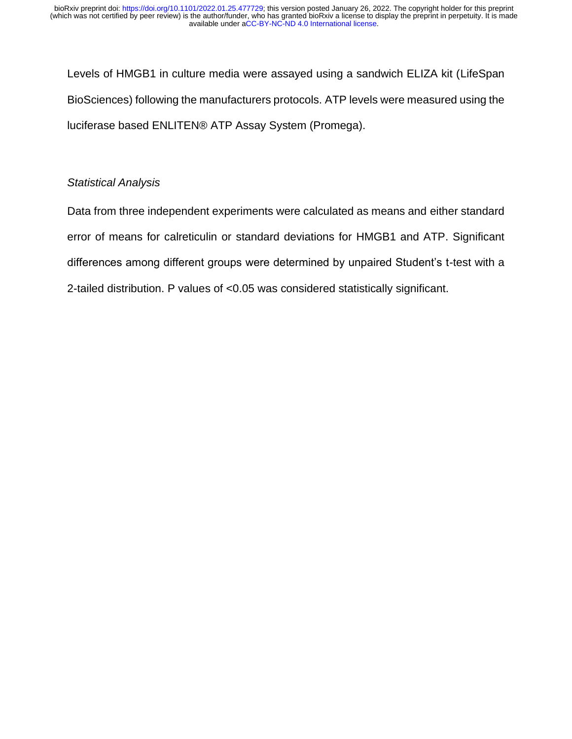Levels of HMGB1 in culture media were assayed using a sandwich ELIZA kit (LifeSpan BioSciences) following the manufacturers protocols. ATP levels were measured using the luciferase based ENLITEN® ATP Assay System (Promega).

*Statistical Analysis*

Data from three independent experiments were calculated as means and either standard error of means for calreticulin or standard deviations for HMGB1 and ATP. Significant differences among different groups were determined by unpaired Student's t-test with a 2-tailed distribution. P values of <0.05 was considered statistically significant.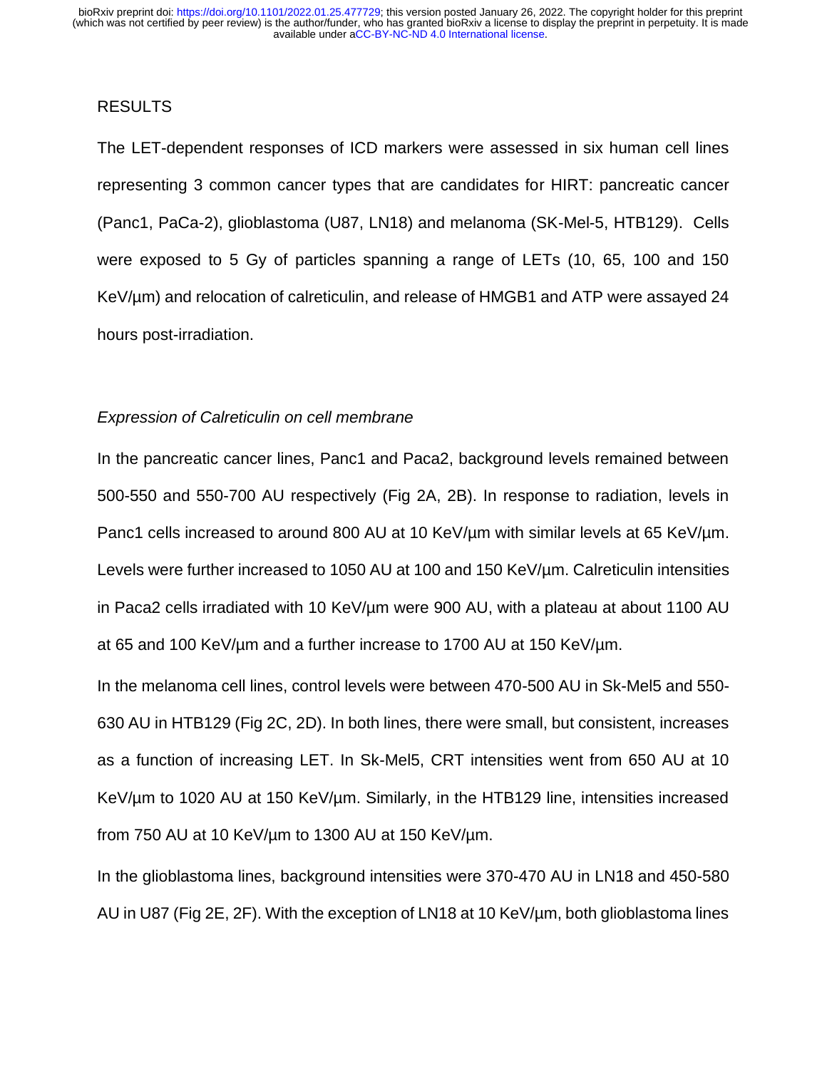## RESULTS

The LET-dependent responses of ICD markers were assessed in six human cell lines representing 3 common cancer types that are candidates for HIRT: pancreatic cancer (Panc1, PaCa-2), glioblastoma (U87, LN18) and melanoma (SK-Mel-5, HTB129). Cells were exposed to 5 Gy of particles spanning a range of LETs (10, 65, 100 and 150 KeV/µm) and relocation of calreticulin, and release of HMGB1 and ATP were assayed 24 hours post-irradiation.

### *Expression of Calreticulin on cell membrane*

In the pancreatic cancer lines, Panc1 and Paca2, background levels remained between 500-550 and 550-700 AU respectively (Fig 2A, 2B). In response to radiation, levels in Panc1 cells increased to around 800 AU at 10 KeV/µm with similar levels at 65 KeV/µm. Levels were further increased to 1050 AU at 100 and 150 KeV/µm. Calreticulin intensities in Paca2 cells irradiated with 10 KeV/µm were 900 AU, with a plateau at about 1100 AU at 65 and 100 KeV/µm and a further increase to 1700 AU at 150 KeV/µm.

In the melanoma cell lines, control levels were between 470-500 AU in Sk-Mel5 and 550-630 AU in HTB129 (Fig 2C, 2D). In both lines, there were small, but consistent, increases as a function of increasing LET. In Sk-Mel5, CRT intensities went from 650 AU at 10 KeV/µm to 1020 AU at 150 KeV/µm. Similarly, in the HTB129 line, intensities increased from 750 AU at 10 KeV/µm to 1300 AU at 150 KeV/µm.

In the glioblastoma lines, background intensities were 370-470 AU in LN18 and 450-580 AU in U87 (Fig 2E, 2F). With the exception of LN18 at 10 KeV/µm, both glioblastoma lines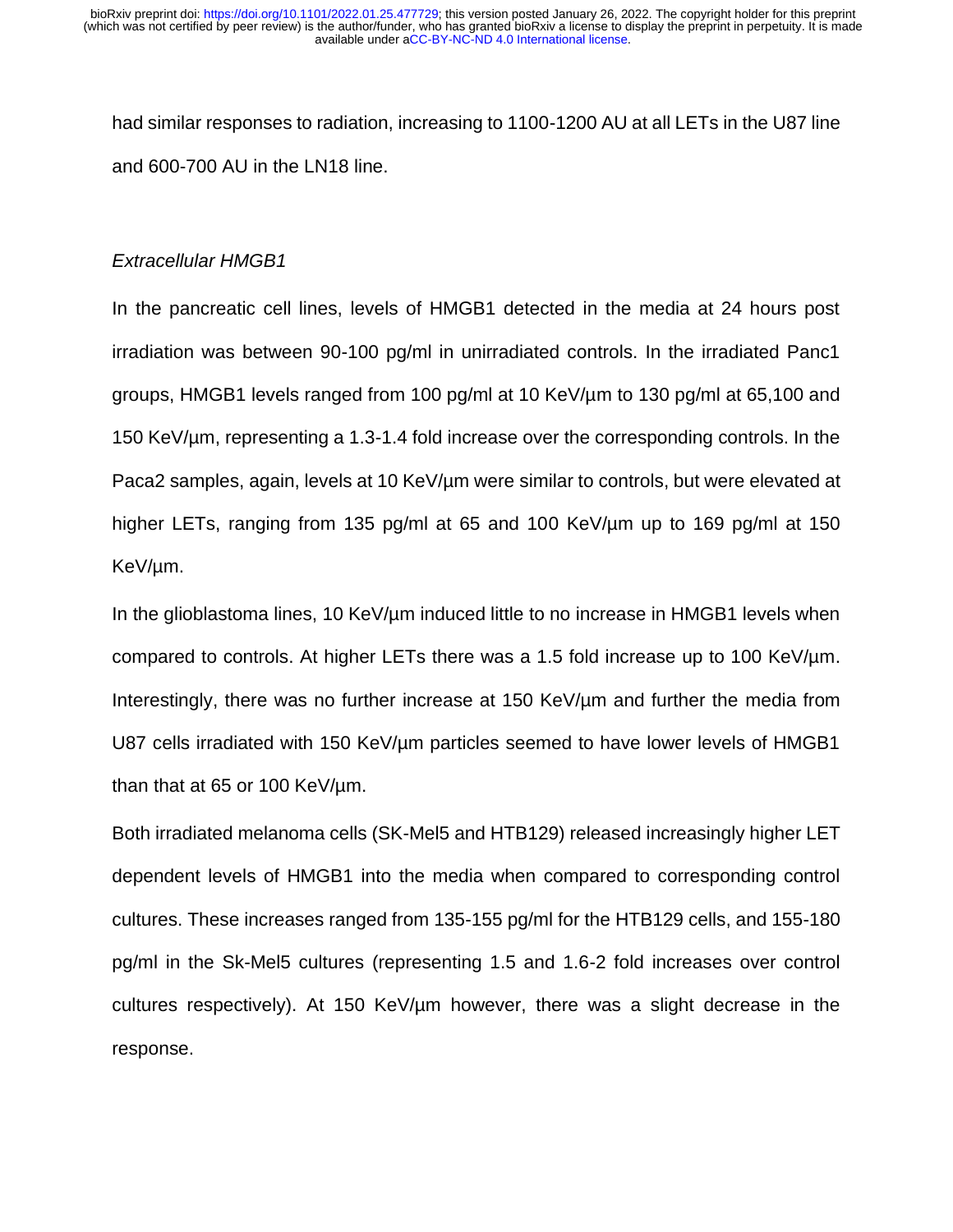had similar responses to radiation, increasing to 1100-1200 AU at all LETs in the U87 line and 600-700 AU in the LN18 line.

*Extracellular HMGB1*

In the pancreatic cell lines, levels of HMGB1 detected in the media at 24 hours post irradiation was between 90-100 pg/ml in unirradiated controls. In the irradiated Panc1 groups, HMGB1 levels ranged from 100 pg/ml at 10 KeV/µm to 130 pg/ml at 65,100 and 150 KeV/µm, representing a 1.3-1.4 fold increase over the corresponding controls. In the Paca2 samples, again, levels at 10 KeV/µm were similar to controls, but were elevated at higher LETs, ranging from 135 pg/ml at 65 and 100 KeV/µm up to 169 pg/ml at 150 KeV/µm.

In the glioblastoma lines, 10 KeV/µm induced little to no increase in HMGB1 levels when compared to controls. At higher LETs there was a 1.5 fold increase up to 100 KeV/µm. Interestingly, there was no further increase at 150 KeV/µm and further the media from U87 cells irradiated with 150 KeV/µm particles seemed to have lower levels of HMGB1 than that at 65 or 100 KeV/µm.

Both irradiated melanoma cells (SK-Mel5 and HTB129) released increasingly higher LET dependent levels of HMGB1 into the media when compared to corresponding control cultures. These increases ranged from 135-155 pg/ml for the HTB129 cells, and 155-180 pg/ml in the Sk-Mel5 cultures (representing 1.5 and 1.6-2 fold increases over control cultures respectively). At 150 KeV/µm however, there was a slight decrease in the response.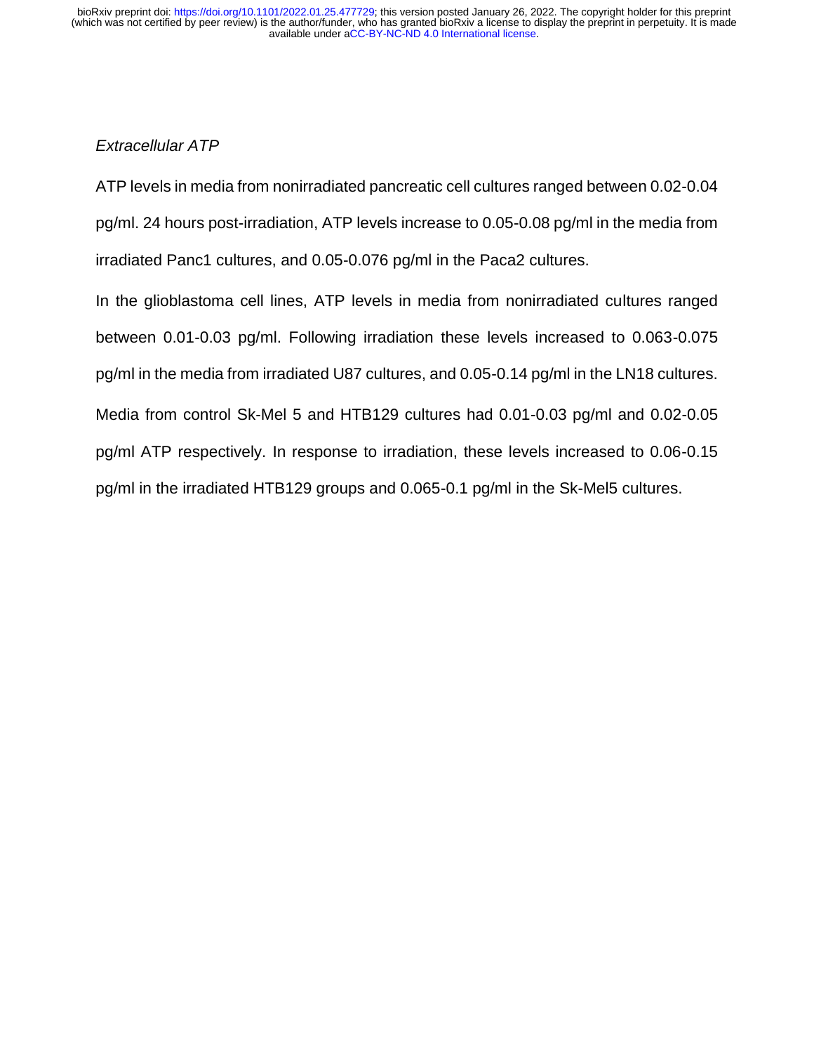*Extracellular ATP*

ATP levels in media from nonirradiated pancreatic cell cultures ranged between 0.02-0.04 pg/ml. 24 hours post-irradiation, ATP levels increase to 0.05-0.08 pg/ml in the media from irradiated Panc1 cultures, and 0.05-0.076 pg/ml in the Paca2 cultures.

In the glioblastoma cell lines, ATP levels in media from nonirradiated cultures ranged between 0.01-0.03 pg/ml. Following irradiation these levels increased to 0.063-0.075 pg/ml in the media from irradiated U87 cultures, and 0.05-0.14 pg/ml in the LN18 cultures.

Media from control Sk-Mel 5 and HTB129 cultures had 0.01-0.03 pg/ml and 0.02-0.05 pg/ml ATP respectively. In response to irradiation, these levels increased to 0.06-0.15 pg/ml in the irradiated HTB129 groups and 0.065-0.1 pg/ml in the Sk-Mel5 cultures.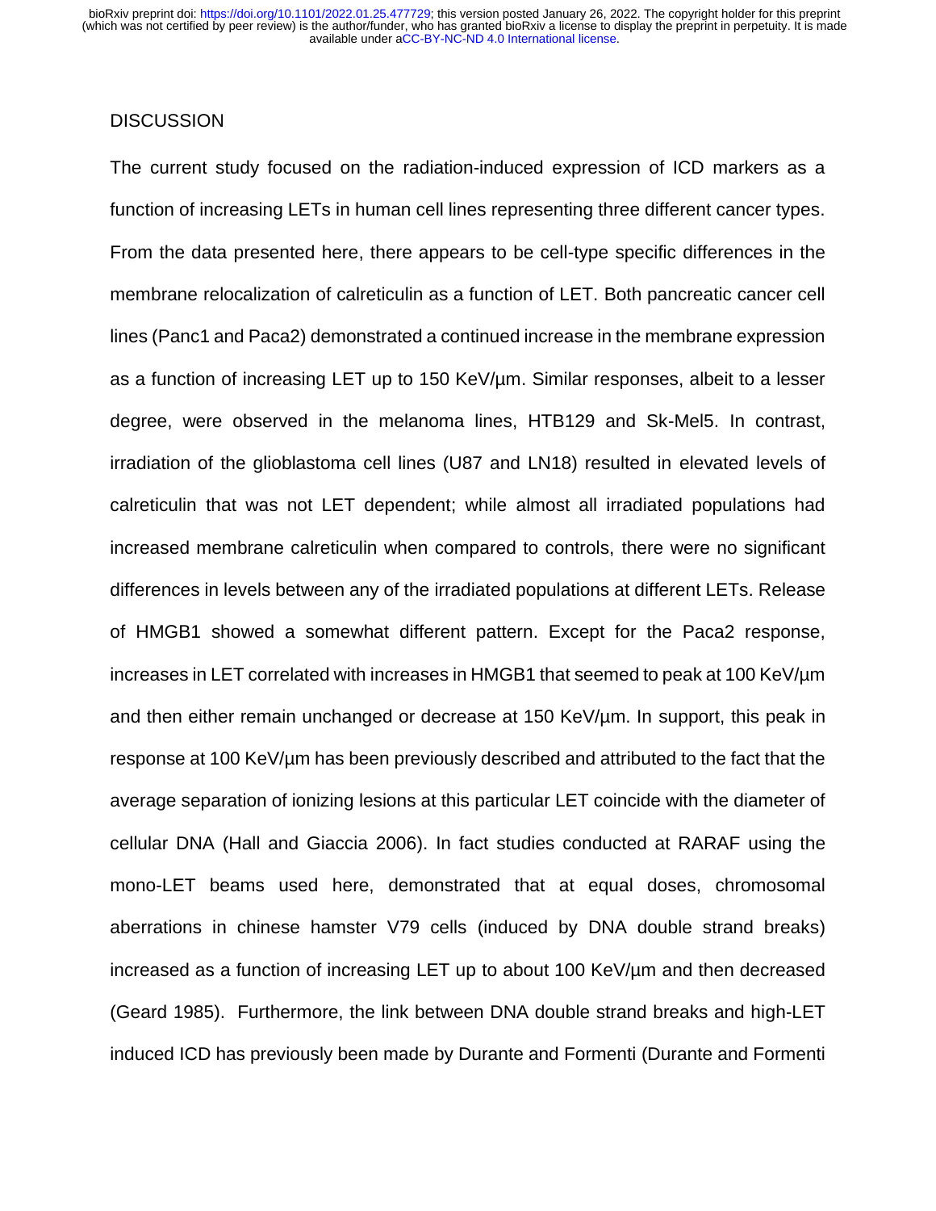## DISCUSSION

The current study focused on the radiation-induced expression of ICD markers as a function of increasing LETs in human cell lines representing three different cancer types. From the data presented here, there appears to be cell-type specific differences in the membrane relocalization of calreticulin as a function of LET. Both pancreatic cancer cell lines (Panc1 and Paca2) demonstrated a continued increase in the membrane expression as a function of increasing LET up to 150 KeV/µm. Similar responses, albeit to a lesser degree, were observed in the melanoma lines, HTB129 and Sk-Mel5. In contrast, irradiation of the glioblastoma cell lines (U87 and LN18) resulted in elevated levels of calreticulin that was not LET dependent; while almost all irradiated populations had increased membrane calreticulin when compared to controls, there were no significant differences in levels between any of the irradiated populations at different LETs. Release of HMGB1 showed a somewhat different pattern. Except for the Paca2 response, increases in LET correlated with increases in HMGB1 that seemed to peak at 100 KeV/µm and then either remain unchanged or decrease at 150 KeV/µm. In support, this peak in response at 100 KeV/µm has been previously described and attributed to the fact that the average separation of ionizing lesions at this particular LET coincide with the diameter of cellular DNA (Hall and Giaccia 2006). In fact studies conducted at RARAF using the mono-LET beams used here, demonstrated that at equal doses, chromosomal aberrations in chinese hamster V79 cells (induced by DNA double strand breaks) increased as a function of increasing LET up to about 100 KeV/µm and then decreased (Geard 1985). Furthermore, the link between DNA double strand breaks and high-LET induced ICD has previously been made by Durante and Formenti (Durante and Formenti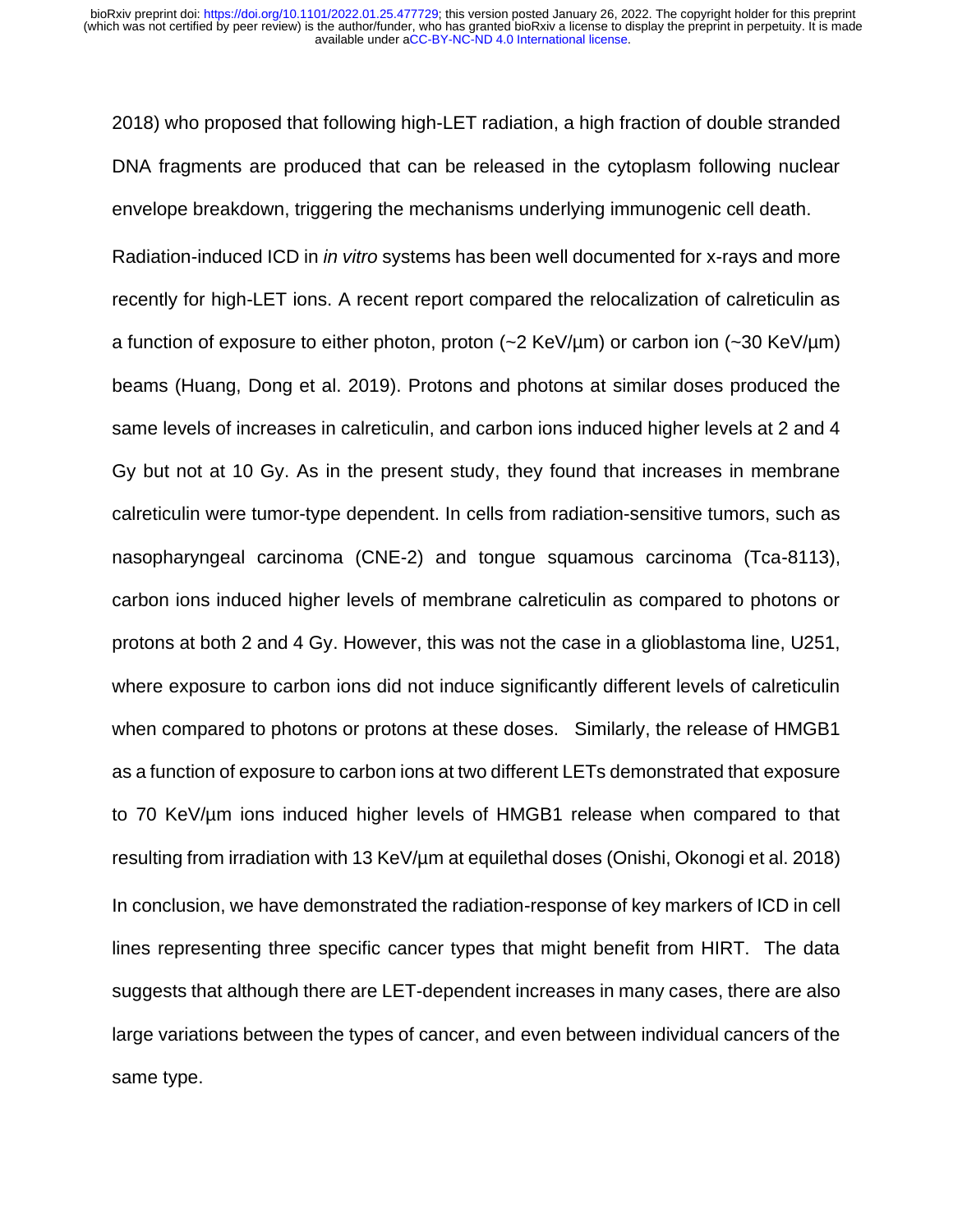2018) who proposed that following high-LET radiation, a high fraction of double stranded DNA fragments are produced that can be released in the cytoplasm following nuclear envelope breakdown, triggering the mechanisms underlying immunogenic cell death.

Radiation-induced ICD in *in vitro* systems has been well documented for x-rays and more recently for high-LET ions. A recent report compared the relocalization of calreticulin as a function of exposure to either photon, proton (~2 KeV/µm) or carbon ion (~30 KeV/µm) beams (Huang, Dong et al. 2019). Protons and photons at similar doses produced the same levels of increases in calreticulin, and carbon ions induced higher levels at 2 and 4 Gy but not at 10 Gy. As in the present study, they found that increases in membrane calreticulin were tumor-type dependent. In cells from radiation-sensitive tumors, such as nasopharyngeal carcinoma (CNE-2) and tongue squamous carcinoma (Tca-8113), carbon ions induced higher levels of membrane calreticulin as compared to photons or protons at both 2 and 4 Gy. However, this was not the case in a glioblastoma line, U251, where exposure to carbon ions did not induce significantly different levels of calreticulin when compared to photons or protons at these doses. Similarly, the release of HMGB1 as a function of exposure to carbon ions at two different LETs demonstrated that exposure to 70 KeV/µm ions induced higher levels of HMGB1 release when compared to that resulting from irradiation with 13 KeV/µm at equilethal doses (Onishi, Okonogi et al. 2018)

In conclusion, we have demonstrated the radiation-response of key markers of ICD in cell lines representing three specific cancer types that might benefit from HIRT. The data suggests that although there are LET-dependent increases in many cases, there are also large variations between the types of cancer, and even between individual cancers of the same type.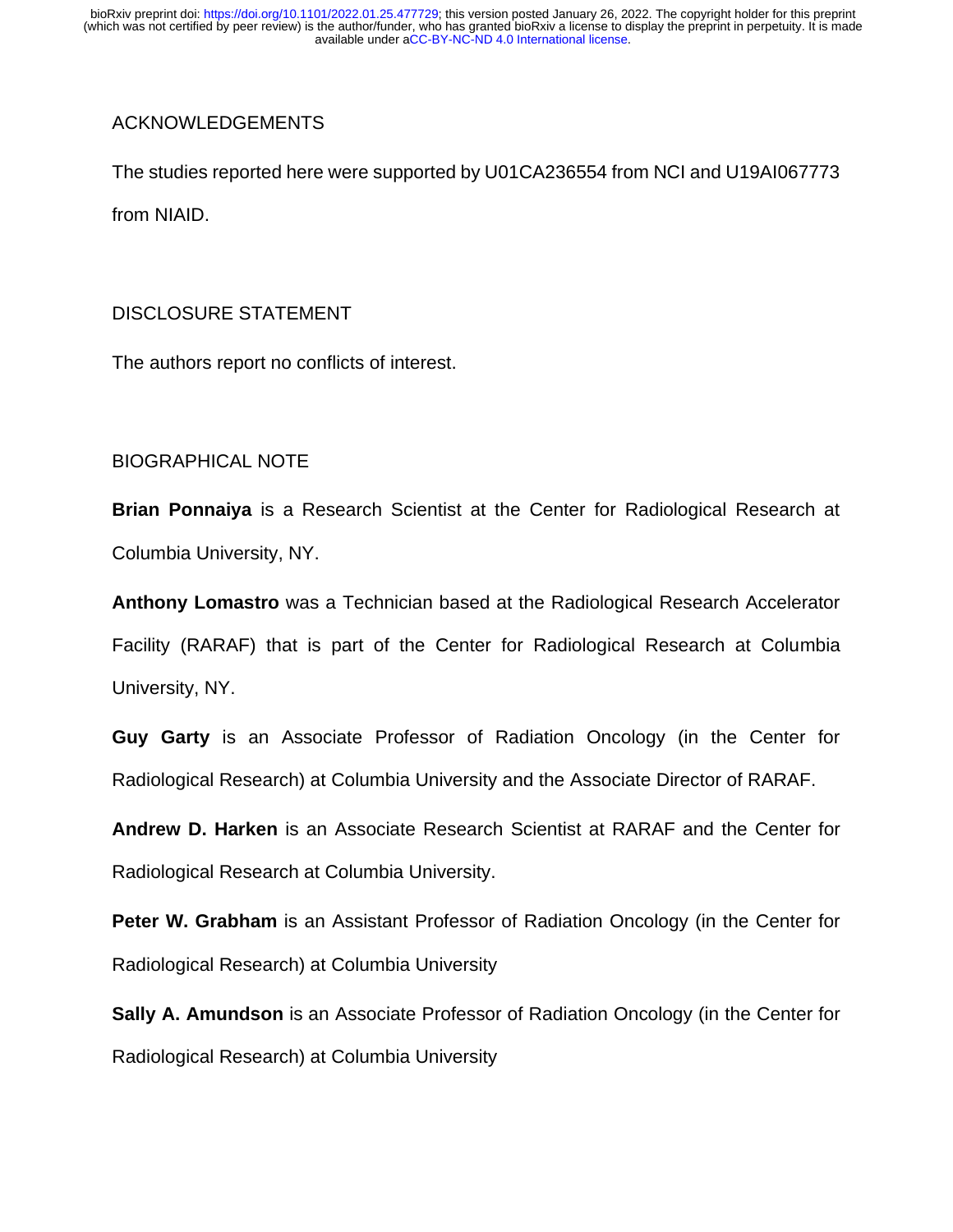## ACKNOWLEDGEMENTS

The studies reported here were supported by U01CA236554 from NCI and U19AI067773 from NIAID.

## DISCLOSURE STATEMENT

The authors report no conflicts of interest.

## BIOGRAPHICAL NOTE

**Brian Ponnaiya** is a Research Scientist at the Center for Radiological Research at Columbia University, NY.

**Anthony Lomastro** was a Technician based at the Radiological Research Accelerator Facility (RARAF) that is part of the Center for Radiological Research at Columbia University, NY.

**Guy Garty** is an Associate Professor of Radiation Oncology (in the Center for Radiological Research) at Columbia University and the Associate Director of RARAF.

**Andrew D. Harken** is an Associate Research Scientist at RARAF and the Center for Radiological Research at Columbia University.

**Peter W. Grabham** is an Assistant Professor of Radiation Oncology (in the Center for Radiological Research) at Columbia University

**Sally A. Amundson** is an Associate Professor of Radiation Oncology (in the Center for Radiological Research) at Columbia University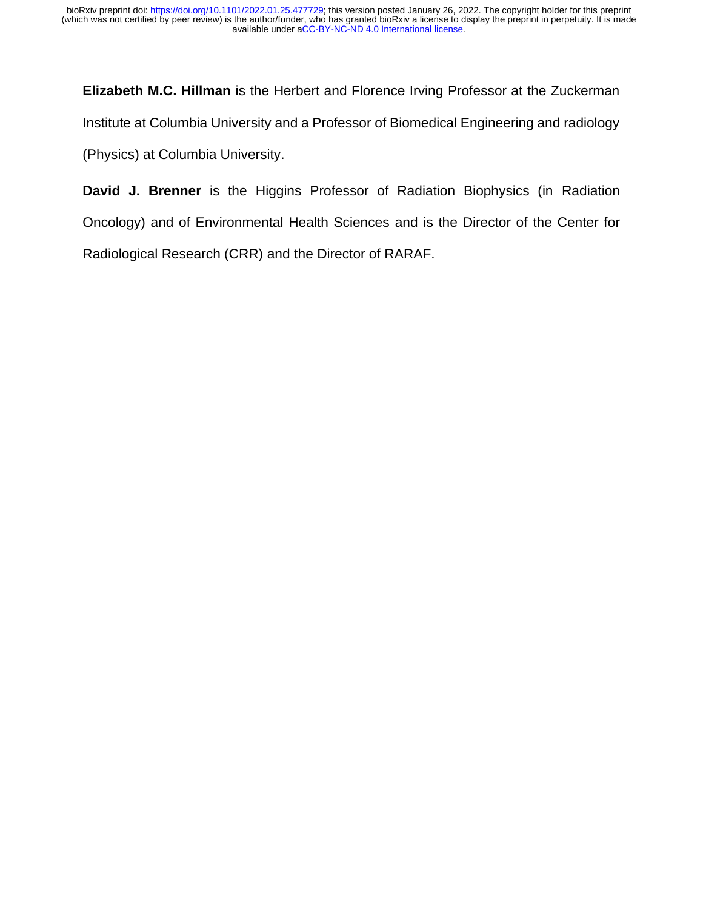**Elizabeth M.C. Hillman** is the Herbert and Florence Irving Professor at the Zuckerman Institute at Columbia University and a Professor of Biomedical Engineering and radiology (Physics) at Columbia University.

**David J. Brenner** is the Higgins Professor of Radiation Biophysics (in Radiation Oncology) and of Environmental Health Sciences and is the Director of the Center for Radiological Research (CRR) and the Director of RARAF.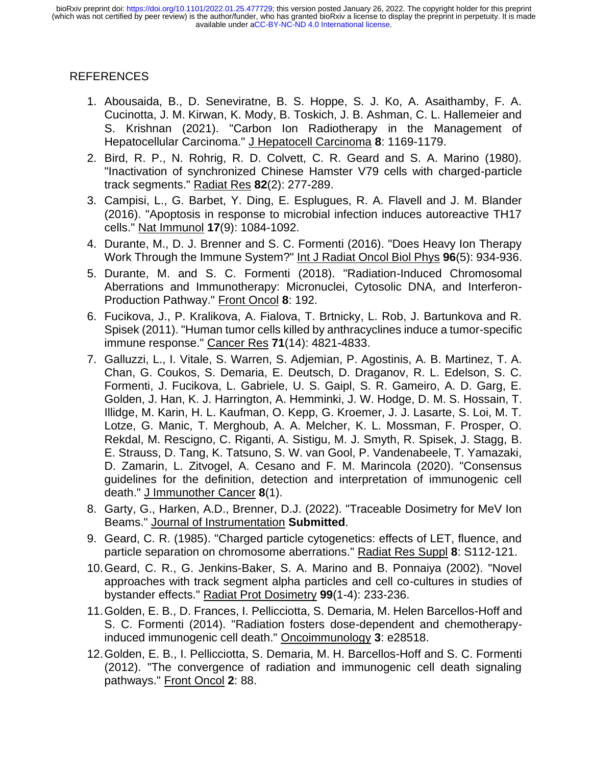REFERENCES

1. Abousaida, B., D. Seneviratne, B. S. Hoppe, S. J. Ko, A. Asaithamby, F. A. Cucinotta, J. M. Kirwan, K. Mody, B. Toskich, J. B. Ashman, C. L. Hallemeier and S. Krishnan (2021). "Carbon Ion Radiotherapy in the Management of Hepatocellular Carcinoma." J Hepatocell Carcinoma **8**: 1169-1179.
2. Bird, R. P., N. Rohrig, R. D. Colvett, C. R. Geard and S. A. Marino (1980). "Inactivation of synchronized Chinese Hamster V79 cells with charged-particle track segments." Radiat Res **82**(2): 277-289.
3. Campisi, L., G. Barbet, Y. Ding, E. Esplugues, R. A. Flavell and J. M. Blander (2016). "Apoptosis in response to microbial infection induces autoreactive TH17 cells." Nat Immunol **17**(9): 1084-1092.
4. Durante, M., D. J. Brenner and S. C. Formenti (2016). "Does Heavy Ion Therapy Work Through the Immune System?" Int J Radiat Oncol Biol Phys **96**(5): 934-936.
5. Durante, M. and S. C. Formenti (2018). "Radiation-Induced Chromosomal Aberrations and Immunotherapy: Micronuclei, Cytosolic DNA, and Interferon-Production Pathway." Front Oncol **8**: 192.
6. Fucikova, J., P. Kralikova, A. Fialova, T. Brtnicky, L. Rob, J. Bartunkova and R. Spisek (2011). "Human tumor cells killed by anthracyclines induce a tumor-specific immune response." Cancer Res **71**(14): 4821-4833.
7. Galluzzi, L., I. Vitale, S. Warren, S. Adjemian, P. Agostinis, A. B. Martinez, T. A. Chan, G. Coukos, S. Demaria, E. Deutsch, D. Draganov, R. L. Edelson, S. C. Formenti, J. Fucikova, L. Gabriele, U. S. Gaipl, S. R. Gameiro, A. D. Garg, E. Golden, J. Han, K. J. Harrington, A. Hemminki, J. W. Hodge, D. M. S. Hossain, T. Illidge, M. Karin, H. L. Kaufman, O. Kepp, G. Kroemer, J. J. Lasarte, S. Loi, M. T. Lotze, G. Manic, T. Merghoub, A. A. Melcher, K. L. Mossman, F. Prosper, O. Rekdal, M. Rescigno, C. Riganti, A. Sistigu, M. J. Smyth, R. Spisek, J. Stagg, B. E. Strauss, D. Tang, K. Tatsuno, S. W. van Gool, P. Vandenabeele, T. Yamazaki, D. Zamarin, L. Zitvogel, A. Cesano and F. M. Marincola (2020). "Consensus guidelines for the definition, detection and interpretation of immunogenic cell death." J Immunother Cancer **8**(1).
8. Garty, G., Harken, A.D., Brenner, D.J. (2022). "Traceable Dosimetry for MeV Ion Beams." Journal of Instrumentation **Submitted**.
9. Geard, C. R. (1985). "Charged particle cytogenetics: effects of LET, fluence, and particle separation on chromosome aberrations." Radiat Res Suppl **8**: S112-121.
10. Geard, C. R., G. Jenkins-Baker, S. A. Marino and B. Ponnaiya (2002). "Novel approaches with track segment alpha particles and cell co-cultures in studies of bystander effects." Radiat Prot Dosimetry **99**(1-4): 233-236.
11. Golden, E. B., D. Frances, I. Pellicciotta, S. Demaria, M. Helen Barcellos-Hoff and S. C. Formenti (2014). "Radiation fosters dose-dependent and chemotherapy-induced immunogenic cell death." Oncoimmunology **3**: e28518.
12. Golden, E. B., I. Pellicciotta, S. Demaria, M. H. Barcellos-Hoff and S. C. Formenti (2012). "The convergence of radiation and immunogenic cell death signaling pathways." Front Oncol **2**: 88.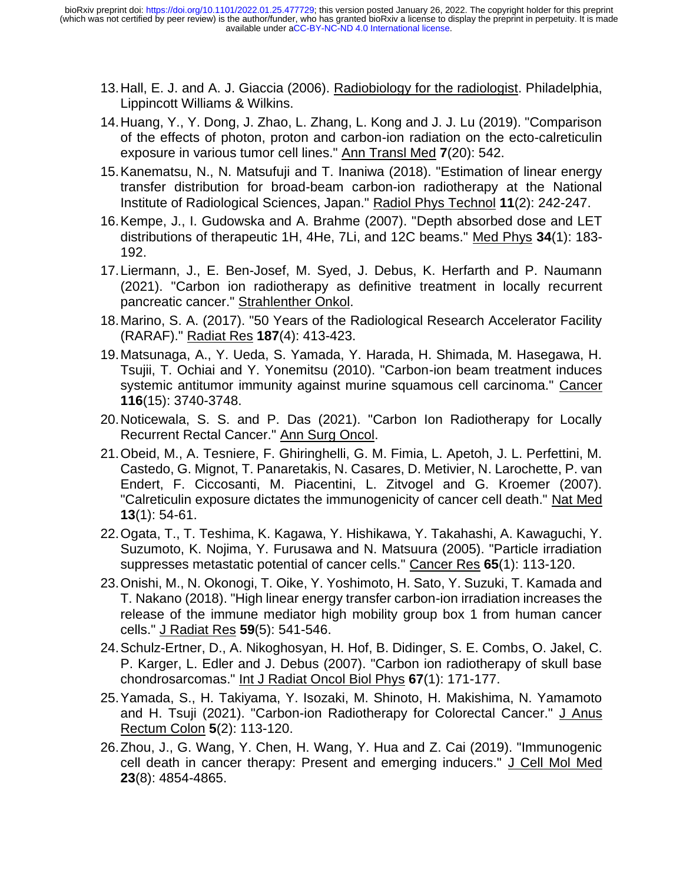13. Hall, E. J. and A. J. Giaccia (2006). Radiobiology for the radiologist. Philadelphia, Lippincott Williams & Wilkins.
14. Huang, Y., Y. Dong, J. Zhao, L. Zhang, L. Kong and J. J. Lu (2019). "Comparison of the effects of photon, proton and carbon-ion radiation on the ecto-calreticulin exposure in various tumor cell lines." Ann Transl Med **7**(20): 542.
15. Kanematsu, N., N. Matsufuji and T. Inaniwa (2018). "Estimation of linear energy transfer distribution for broad-beam carbon-ion radiotherapy at the National Institute of Radiological Sciences, Japan." Radiol Phys Technol **11**(2): 242-247.
16. Kempe, J., I. Gudowska and A. Brahme (2007). "Depth absorbed dose and LET distributions of therapeutic 1H, 4He, 7Li, and 12C beams." Med Phys **34**(1): 183-192.
17. Liermann, J., E. Ben-Josef, M. Syed, J. Debus, K. Herfarth and P. Naumann (2021). "Carbon ion radiotherapy as definitive treatment in locally recurrent pancreatic cancer." Strahlenther Onkol.
18. Marino, S. A. (2017). "50 Years of the Radiological Research Accelerator Facility (RARAF)." Radiat Res **187**(4): 413-423.
19. Matsunaga, A., Y. Ueda, S. Yamada, Y. Harada, H. Shimada, M. Hasegawa, H. Tsujii, T. Ochiai and Y. Yonemitsu (2010). "Carbon-ion beam treatment induces systemic antitumor immunity against murine squamous cell carcinoma." Cancer **116**(15): 3740-3748.
20. Noticewala, S. S. and P. Das (2021). "Carbon Ion Radiotherapy for Locally Recurrent Rectal Cancer." Ann Surg Oncol.
21. Obeid, M., A. Tesniere, F. Ghiringhelli, G. M. Fimia, L. Apetoh, J. L. Perfettini, M. Castedo, G. Mignot, T. Panaretakis, N. Casares, D. Metivier, N. Larochette, P. van Endert, F. Ciccosanti, M. Piacentini, L. Zitvogel and G. Kroemer (2007). "Calreticulin exposure dictates the immunogenicity of cancer cell death." Nat Med **13**(1): 54-61.
22. Ogata, T., T. Teshima, K. Kagawa, Y. Hishikawa, Y. Takahashi, A. Kawaguchi, Y. Suzumoto, K. Nojima, Y. Furusawa and N. Matsuura (2005). "Particle irradiation suppresses metastatic potential of cancer cells." Cancer Res **65**(1): 113-120.
23. Onishi, M., N. Okonogi, T. Oike, Y. Yoshimoto, H. Sato, Y. Suzuki, T. Kamada and T. Nakano (2018). "High linear energy transfer carbon-ion irradiation increases the release of the immune mediator high mobility group box 1 from human cancer cells." J Radiat Res **59**(5): 541-546.
24. Schulz-Ertner, D., A. Nikoghosyan, H. Hof, B. Didinger, S. E. Combs, O. Jakel, C. P. Karger, L. Edler and J. Debus (2007). "Carbon ion radiotherapy of skull base chondrosarcomas." Int J Radiat Oncol Biol Phys **67**(1): 171-177.
25. Yamada, S., H. Takiyama, Y. Isozaki, M. Shinoto, H. Makishima, N. Yamamoto and H. Tsuji (2021). "Carbon-ion Radiotherapy for Colorectal Cancer." J Anus Rectum Colon **5**(2): 113-120.
26. Zhou, J., G. Wang, Y. Chen, H. Wang, Y. Hua and Z. Cai (2019). "Immunogenic cell death in cancer therapy: Present and emerging inducers." J Cell Mol Med **23**(8): 4854-4865.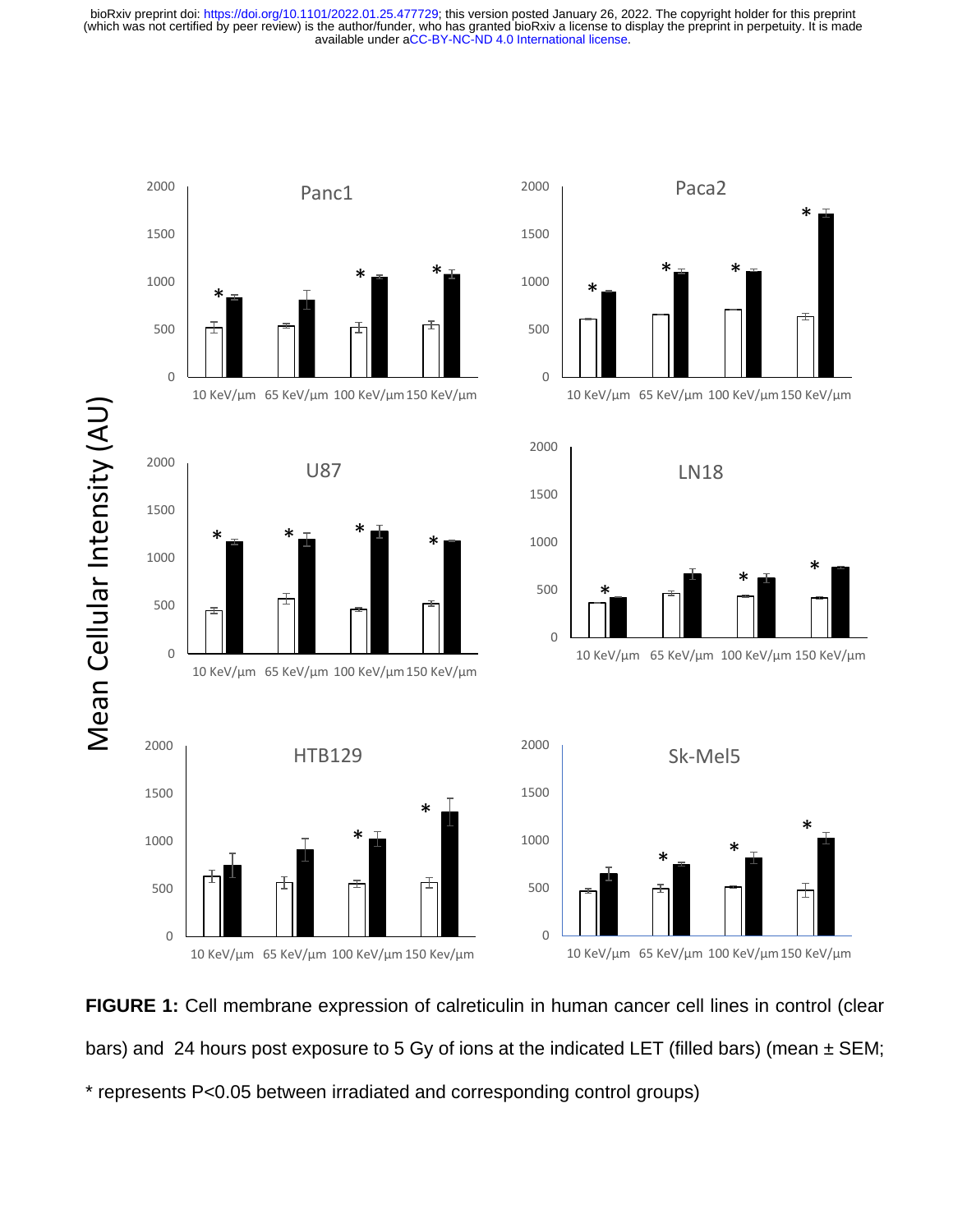**FIGURE 1:** Cell membrane expression of calreticulin in human cancer cell lines in control (clear bars) and 24 hours post exposure to 5 Gy of ions at the indicated LET (filled bars) (mean ± SEM; * represents P<0.05 between irradiated and corresponding control groups)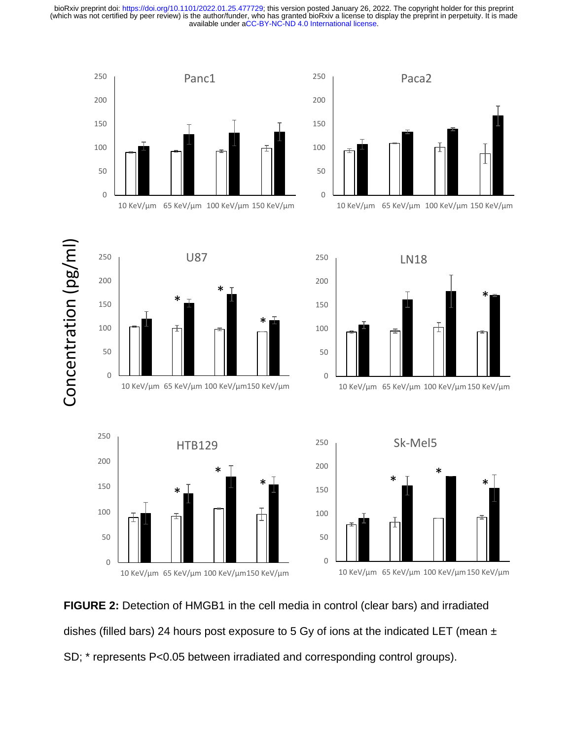**FIGURE 2:** Detection of HMGB1 in the cell media in control (clear bars) and irradiated dishes (filled bars) 24 hours post exposure to 5 Gy of ions at the indicated LET (mean ± SD; * represents P<0.05 between irradiated and corresponding control groups).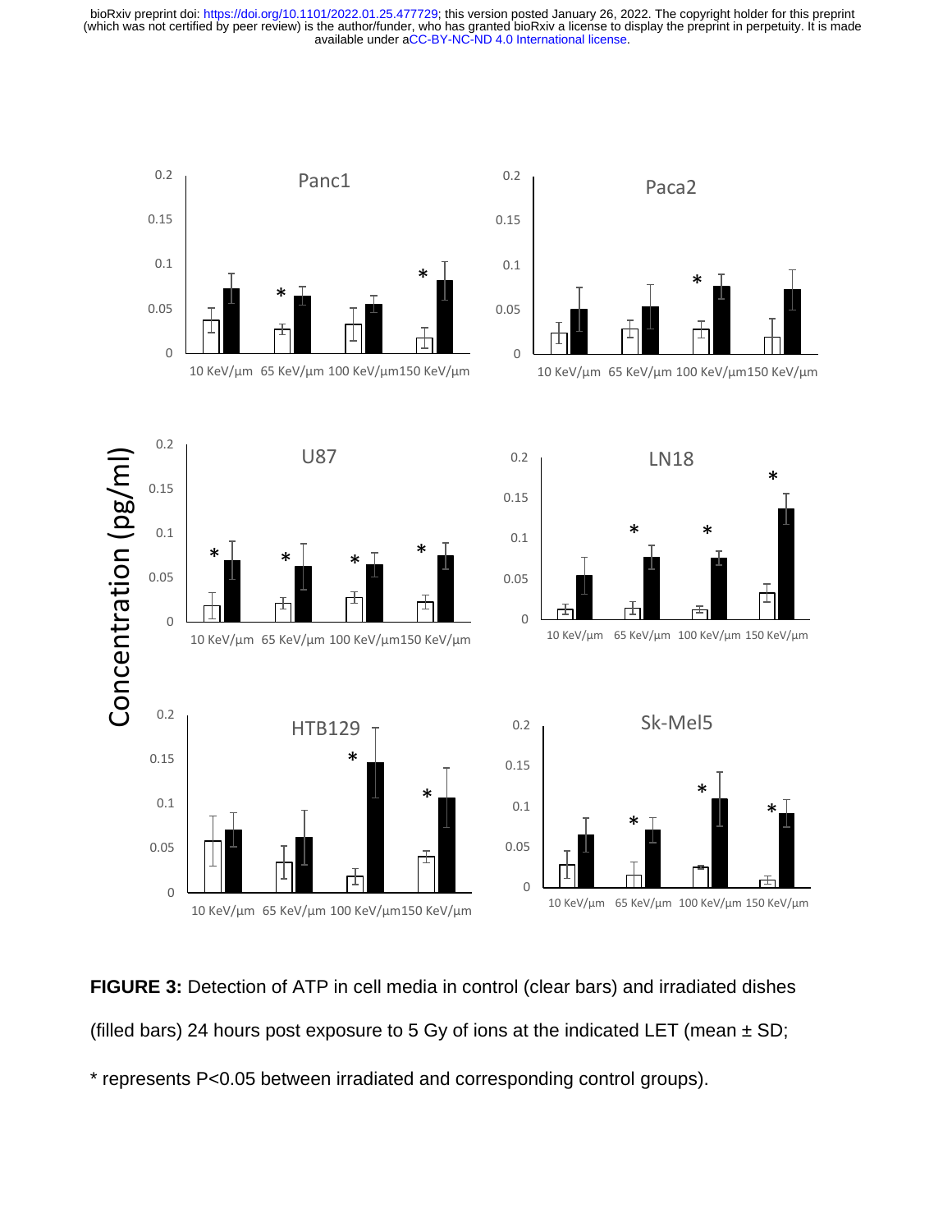Concentration (pg/ml)

Panc1

0.2
0.15
0.1
0.05
0

*
*

10 KeV/μm 65 KeV/μm 100 KeV/μm150 KeV/μm

Paca2

0.2
0.15
0.1
0.05
0

*

10 KeV/μm 65 KeV/μm 100 KeV/μm150 KeV/μm

U87

0.2
0.15
0.1
0.05
0

* * * *

10 KeV/μm 65 KeV/μm 100 KeV/μm150 KeV/μm

LN18

0.2
0.15
0.1
0.05
0

* * *

10 KeV/μm 65 KeV/μm 100 KeV/μm 150 KeV/μm

HTB129

0.2
0.15
0.1
0.05
0

* *

10 KeV/μm 65 KeV/μm 100 KeV/μm150 KeV/μm

Sk-Mel5

0.2
0.15
0.1
0.05
0

* * *

10 KeV/μm 65 KeV/μm 100 KeV/μm 150 KeV/μm

**FIGURE 3:** Detection of ATP in cell media in control (clear bars) and irradiated dishes (filled bars) 24 hours post exposure to 5 Gy of ions at the indicated LET (mean ± SD; * represents P<0.05 between irradiated and corresponding control groups).